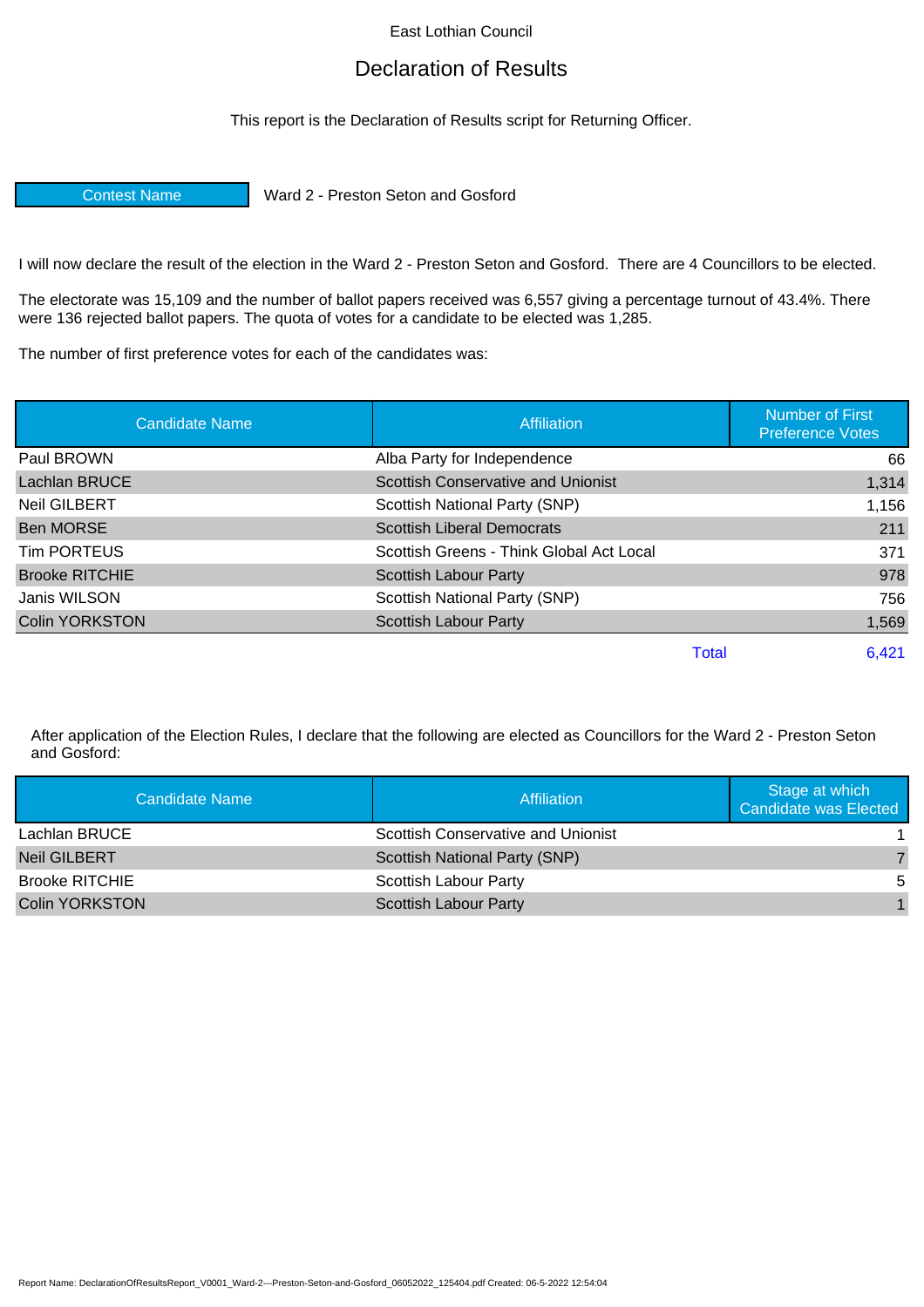East Lothian Council

# Declaration of Results

This report is the Declaration of Results script for Returning Officer.

| Contest Name | Ward 2 - Preston Seton and Gosford |
|---|---|

I will now declare the result of the election in the Ward 2 - Preston Seton and Gosford. There are 4 Councillors to be elected.

The electorate was 15,109 and the number of ballot papers received was 6,557 giving a percentage turnout of 43.4%. There were 136 rejected ballot papers. The quota of votes for a candidate to be elected was 1,285.

The number of first preference votes for each of the candidates was:

| Candidate Name | Affiliation | Number of First Preference Votes |
|---|---|---|
| Paul BROWN | Alba Party for Independence | 66 |
| Lachlan BRUCE | Scottish Conservative and Unionist | 1,314 |
| Neil GILBERT | Scottish National Party (SNP) | 1,156 |
| Ben MORSE | Scottish Liberal Democrats | 211 |
| Tim PORTEUS | Scottish Greens - Think Global Act Local | 371 |
| Brooke RITCHIE | Scottish Labour Party | 978 |
| Janis WILSON | Scottish National Party (SNP) | 756 |
| Colin YORKSTON | Scottish Labour Party | 1,569 |
| | Total | 6,421 |

After application of the Election Rules, I declare that the following are elected as Councillors for the Ward 2 - Preston Seton and Gosford:

| Candidate Name | Affiliation | Stage at which Candidate was Elected |
|---|---|---|
| Lachlan BRUCE | Scottish Conservative and Unionist | 1 |
| Neil GILBERT | Scottish National Party (SNP) | 7 |
| Brooke RITCHIE | Scottish Labour Party | 5 |
| Colin YORKSTON | Scottish Labour Party | 1 |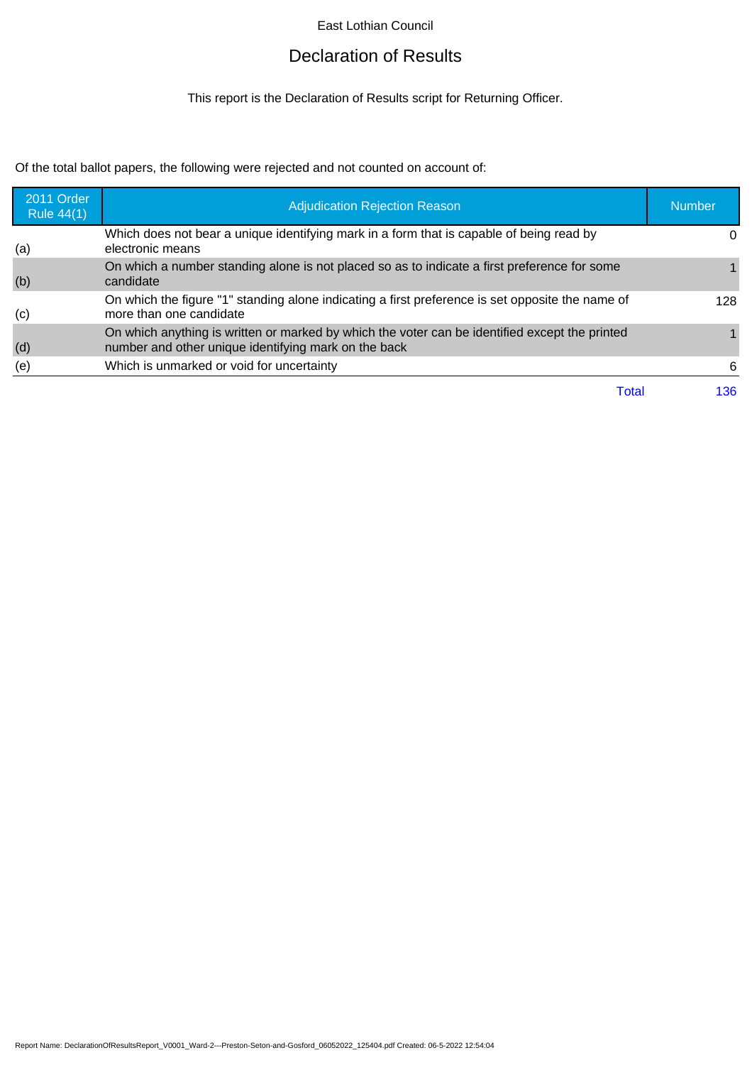East Lothian Council

# Declaration of Results

This report is the Declaration of Results script for Returning Officer.

Of the total ballot papers, the following were rejected and not counted on account of:

| 2011 Order Rule 44(1) | Adjudication Rejection Reason | Number |
|---|---|---|
| (a) | Which does not bear a unique identifying mark in a form that is capable of being read by electronic means | 0 |
| (b) | On which a number standing alone is not placed so as to indicate a first preference for some candidate | 1 |
| (c) | On which the figure "1" standing alone indicating a first preference is set opposite the name of more than one candidate | 128 |
| (d) | On which anything is written or marked by which the voter can be identified except the printed number and other unique identifying mark on the back | 1 |
| (e) | Which is unmarked or void for uncertainty | 6 |
| | Total | 136 |

Report Name: DeclarationOfResultsReport_V0001_Ward-2---Preston-Seton-and-Gosford_06052022_125404.pdf Created: 06-5-2022 12:54:04